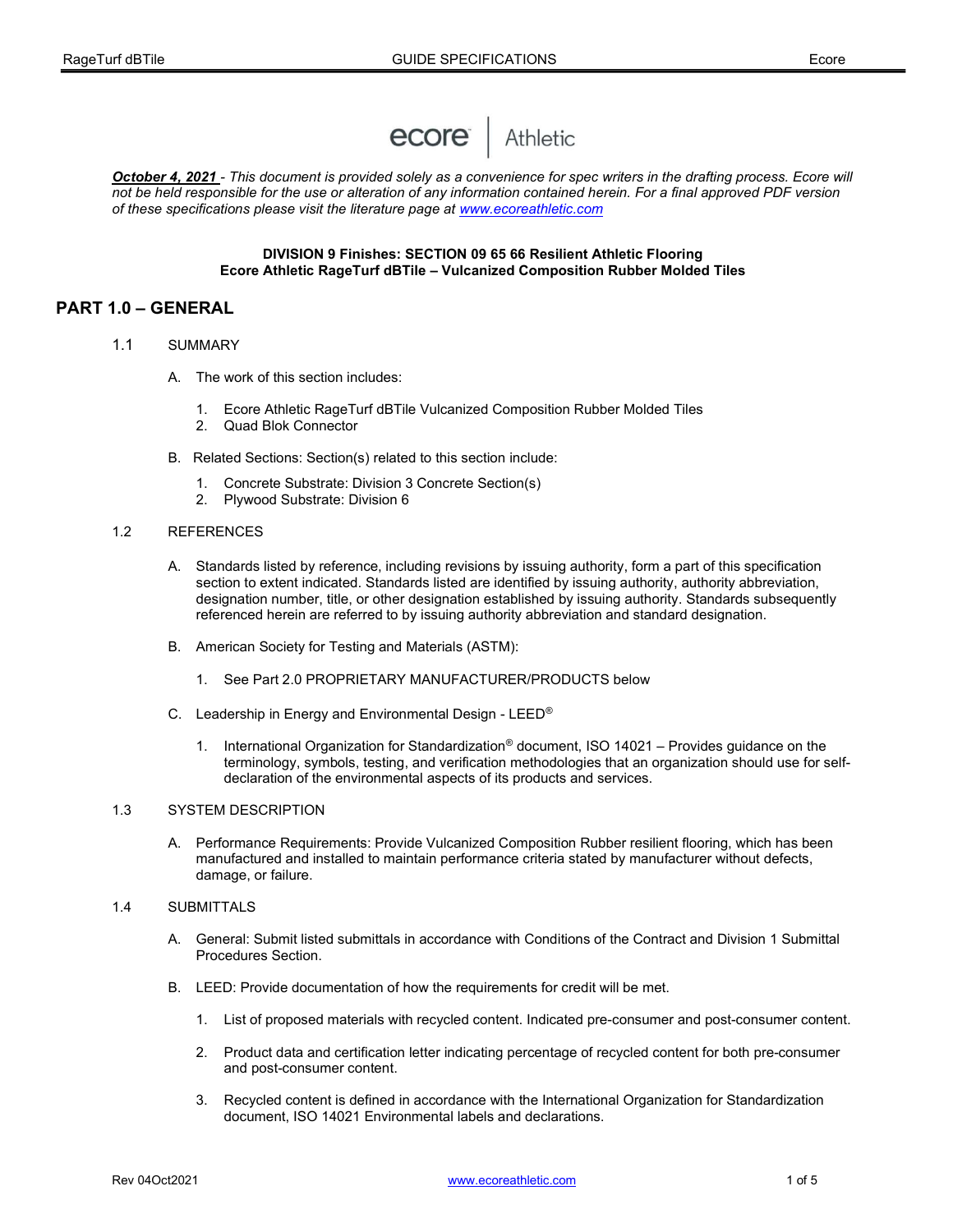ecore | Athletic

***October 4, 2021*** *- This document is provided solely as a convenience for spec writers in the drafting process. Ecore will not be held responsible for the use or alteration of any information contained herein. For a final approved PDF version of these specifications please visit the literature page at [www.ecoreathletic.com](http://www.ecoreathletic.com)*

**DIVISION 9 Finishes: SECTION 09 65 66 Resilient Athletic Flooring**
**Ecore Athletic RageTurf dBTile – Vulcanized Composition Rubber Molded Tiles**

## PART 1.0 – GENERAL

1.1 SUMMARY

A. The work of this section includes:

1. Ecore Athletic RageTurf dBTile Vulcanized Composition Rubber Molded Tiles
2. Quad Blok Connector

B. Related Sections: Section(s) related to this section include:

1. Concrete Substrate: Division 3 Concrete Section(s)
2. Plywood Substrate: Division 6

1.2 REFERENCES

A. Standards listed by reference, including revisions by issuing authority, form a part of this specification section to extent indicated. Standards listed are identified by issuing authority, authority abbreviation, designation number, title, or other designation established by issuing authority. Standards subsequently referenced herein are referred to by issuing authority abbreviation and standard designation.

B. American Society for Testing and Materials (ASTM):

1. See Part 2.0 PROPRIETARY MANUFACTURER/PRODUCTS below

C. Leadership in Energy and Environmental Design - LEED®

1. International Organization for Standardization® document, ISO 14021 – Provides guidance on the terminology, symbols, testing, and verification methodologies that an organization should use for self-declaration of the environmental aspects of its products and services.

1.3 SYSTEM DESCRIPTION

A. Performance Requirements: Provide Vulcanized Composition Rubber resilient flooring, which has been manufactured and installed to maintain performance criteria stated by manufacturer without defects, damage, or failure.

1.4 SUBMITTALS

A. General: Submit listed submittals in accordance with Conditions of the Contract and Division 1 Submittal Procedures Section.

B. LEED: Provide documentation of how the requirements for credit will be met.

1. List of proposed materials with recycled content. Indicated pre-consumer and post-consumer content.

2. Product data and certification letter indicating percentage of recycled content for both pre-consumer and post-consumer content.

3. Recycled content is defined in accordance with the International Organization for Standardization document, ISO 14021 Environmental labels and declarations.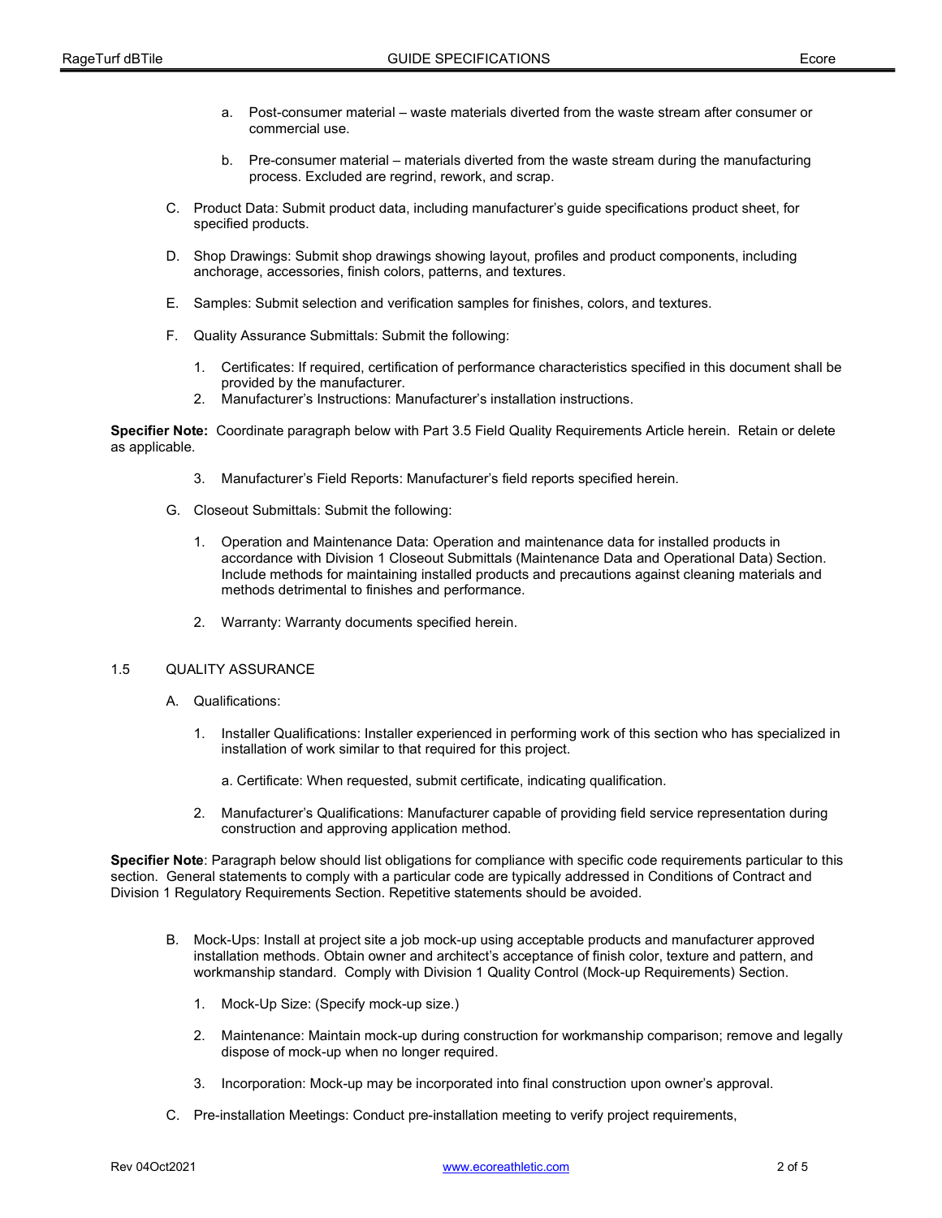a. Post-consumer material – waste materials diverted from the waste stream after consumer or commercial use.

b. Pre-consumer material – materials diverted from the waste stream during the manufacturing process. Excluded are regrind, rework, and scrap.

C. Product Data: Submit product data, including manufacturer's guide specifications product sheet, for specified products.

D. Shop Drawings: Submit shop drawings showing layout, profiles and product components, including anchorage, accessories, finish colors, patterns, and textures.

E. Samples: Submit selection and verification samples for finishes, colors, and textures.

F. Quality Assurance Submittals: Submit the following:

1. Certificates: If required, certification of performance characteristics specified in this document shall be provided by the manufacturer.
2. Manufacturer's Instructions: Manufacturer's installation instructions.

**Specifier Note:** Coordinate paragraph below with Part 3.5 Field Quality Requirements Article herein. Retain or delete as applicable.

3. Manufacturer's Field Reports: Manufacturer's field reports specified herein.

G. Closeout Submittals: Submit the following:

1. Operation and Maintenance Data: Operation and maintenance data for installed products in accordance with Division 1 Closeout Submittals (Maintenance Data and Operational Data) Section. Include methods for maintaining installed products and precautions against cleaning materials and methods detrimental to finishes and performance.

2. Warranty: Warranty documents specified herein.

1.5 QUALITY ASSURANCE

A. Qualifications:

1. Installer Qualifications: Installer experienced in performing work of this section who has specialized in installation of work similar to that required for this project.

   a. Certificate: When requested, submit certificate, indicating qualification.

2. Manufacturer's Qualifications: Manufacturer capable of providing field service representation during construction and approving application method.

**Specifier Note**: Paragraph below should list obligations for compliance with specific code requirements particular to this section. General statements to comply with a particular code are typically addressed in Conditions of Contract and Division 1 Regulatory Requirements Section. Repetitive statements should be avoided.

B. Mock-Ups: Install at project site a job mock-up using acceptable products and manufacturer approved installation methods. Obtain owner and architect's acceptance of finish color, texture and pattern, and workmanship standard. Comply with Division 1 Quality Control (Mock-up Requirements) Section.

1. Mock-Up Size: (Specify mock-up size.)

2. Maintenance: Maintain mock-up during construction for workmanship comparison; remove and legally dispose of mock-up when no longer required.

3. Incorporation: Mock-up may be incorporated into final construction upon owner's approval.

C. Pre-installation Meetings: Conduct pre-installation meeting to verify project requirements,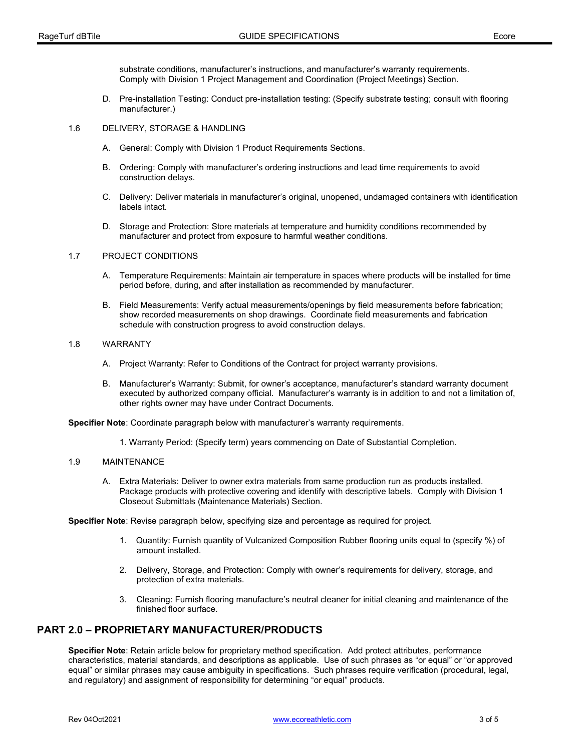substrate conditions, manufacturer's instructions, and manufacturer's warranty requirements. Comply with Division 1 Project Management and Coordination (Project Meetings) Section.

D. Pre-installation Testing: Conduct pre-installation testing: (Specify substrate testing; consult with flooring manufacturer.)

1.6 DELIVERY, STORAGE & HANDLING

A. General: Comply with Division 1 Product Requirements Sections.

B. Ordering: Comply with manufacturer's ordering instructions and lead time requirements to avoid construction delays.

C. Delivery: Deliver materials in manufacturer's original, unopened, undamaged containers with identification labels intact.

D. Storage and Protection: Store materials at temperature and humidity conditions recommended by manufacturer and protect from exposure to harmful weather conditions.

1.7 PROJECT CONDITIONS

A. Temperature Requirements: Maintain air temperature in spaces where products will be installed for time period before, during, and after installation as recommended by manufacturer.

B. Field Measurements: Verify actual measurements/openings by field measurements before fabrication; show recorded measurements on shop drawings. Coordinate field measurements and fabrication schedule with construction progress to avoid construction delays.

1.8 WARRANTY

A. Project Warranty: Refer to Conditions of the Contract for project warranty provisions.

B. Manufacturer's Warranty: Submit, for owner's acceptance, manufacturer's standard warranty document executed by authorized company official. Manufacturer's warranty is in addition to and not a limitation of, other rights owner may have under Contract Documents.

**Specifier Note**: Coordinate paragraph below with manufacturer's warranty requirements.

1. Warranty Period: (Specify term) years commencing on Date of Substantial Completion.

1.9 MAINTENANCE

A. Extra Materials: Deliver to owner extra materials from same production run as products installed. Package products with protective covering and identify with descriptive labels. Comply with Division 1 Closeout Submittals (Maintenance Materials) Section.

**Specifier Note**: Revise paragraph below, specifying size and percentage as required for project.

1. Quantity: Furnish quantity of Vulcanized Composition Rubber flooring units equal to (specify %) of amount installed.

2. Delivery, Storage, and Protection: Comply with owner's requirements for delivery, storage, and protection of extra materials.

3. Cleaning: Furnish flooring manufacture's neutral cleaner for initial cleaning and maintenance of the finished floor surface.

## PART 2.0 – PROPRIETARY MANUFACTURER/PRODUCTS

**Specifier Note**: Retain article below for proprietary method specification. Add protect attributes, performance characteristics, material standards, and descriptions as applicable. Use of such phrases as "or equal" or "or approved equal" or similar phrases may cause ambiguity in specifications. Such phrases require verification (procedural, legal, and regulatory) and assignment of responsibility for determining "or equal" products.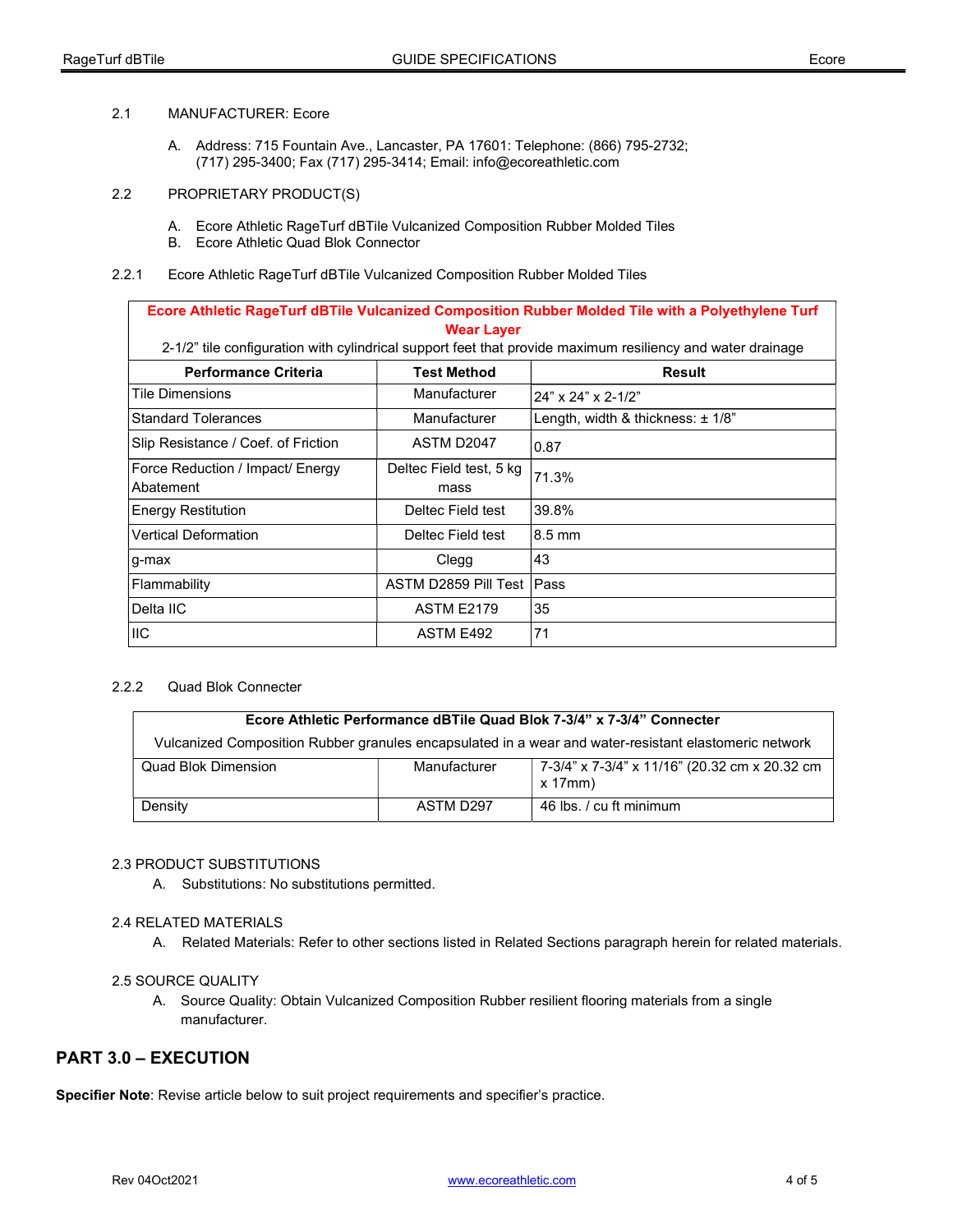2.1 MANUFACTURER: Ecore

A. Address: 715 Fountain Ave., Lancaster, PA 17601: Telephone: (866) 795-2732; (717) 295-3400; Fax (717) 295-3414; Email: info@ecoreathletic.com

2.2 PROPRIETARY PRODUCT(S)

A. Ecore Athletic RageTurf dBTile Vulcanized Composition Rubber Molded Tiles
B. Ecore Athletic Quad Blok Connector

2.2.1 Ecore Athletic RageTurf dBTile Vulcanized Composition Rubber Molded Tiles

| **Ecore Athletic RageTurf dBTile Vulcanized Composition Rubber Molded Tile with a Polyethylene Turf Wear Layer**<br>2-1/2" tile configuration with cylindrical support feet that provide maximum resiliency and water drainage | | |
|---|---|---|
| **Performance Criteria** | **Test Method** | **Result** |
| Tile Dimensions | Manufacturer | 24" x 24" x 2-1/2" |
| Standard Tolerances | Manufacturer | Length, width & thickness: ± 1/8" |
| Slip Resistance / Coef. of Friction | ASTM D2047 | 0.87 |
| Force Reduction / Impact/ Energy Abatement | Deltec Field test, 5 kg mass | 71.3% |
| Energy Restitution | Deltec Field test | 39.8% |
| Vertical Deformation | Deltec Field test | 8.5 mm |
| g-max | Clegg | 43 |
| Flammability | ASTM D2859 Pill Test | Pass |
| Delta IIC | ASTM E2179 | 35 |
| IIC | ASTM E492 | 71 |

2.2.2 Quad Blok Connecter

| **Ecore Athletic Performance dBTile Quad Blok 7-3/4" x 7-3/4" Connecter**<br>Vulcanized Composition Rubber granules encapsulated in a wear and water-resistant elastomeric network | | |
|---|---|---|
| Quad Blok Dimension | Manufacturer | 7-3/4" x 7-3/4" x 11/16" (20.32 cm x 20.32 cm x 17mm) |
| Density | ASTM D297 | 46 lbs. / cu ft minimum |

2.3 PRODUCT SUBSTITUTIONS

A. Substitutions: No substitutions permitted.

2.4 RELATED MATERIALS

A. Related Materials: Refer to other sections listed in Related Sections paragraph herein for related materials.

2.5 SOURCE QUALITY

A. Source Quality: Obtain Vulcanized Composition Rubber resilient flooring materials from a single manufacturer.

## PART 3.0 – EXECUTION

**Specifier Note**: Revise article below to suit project requirements and specifier's practice.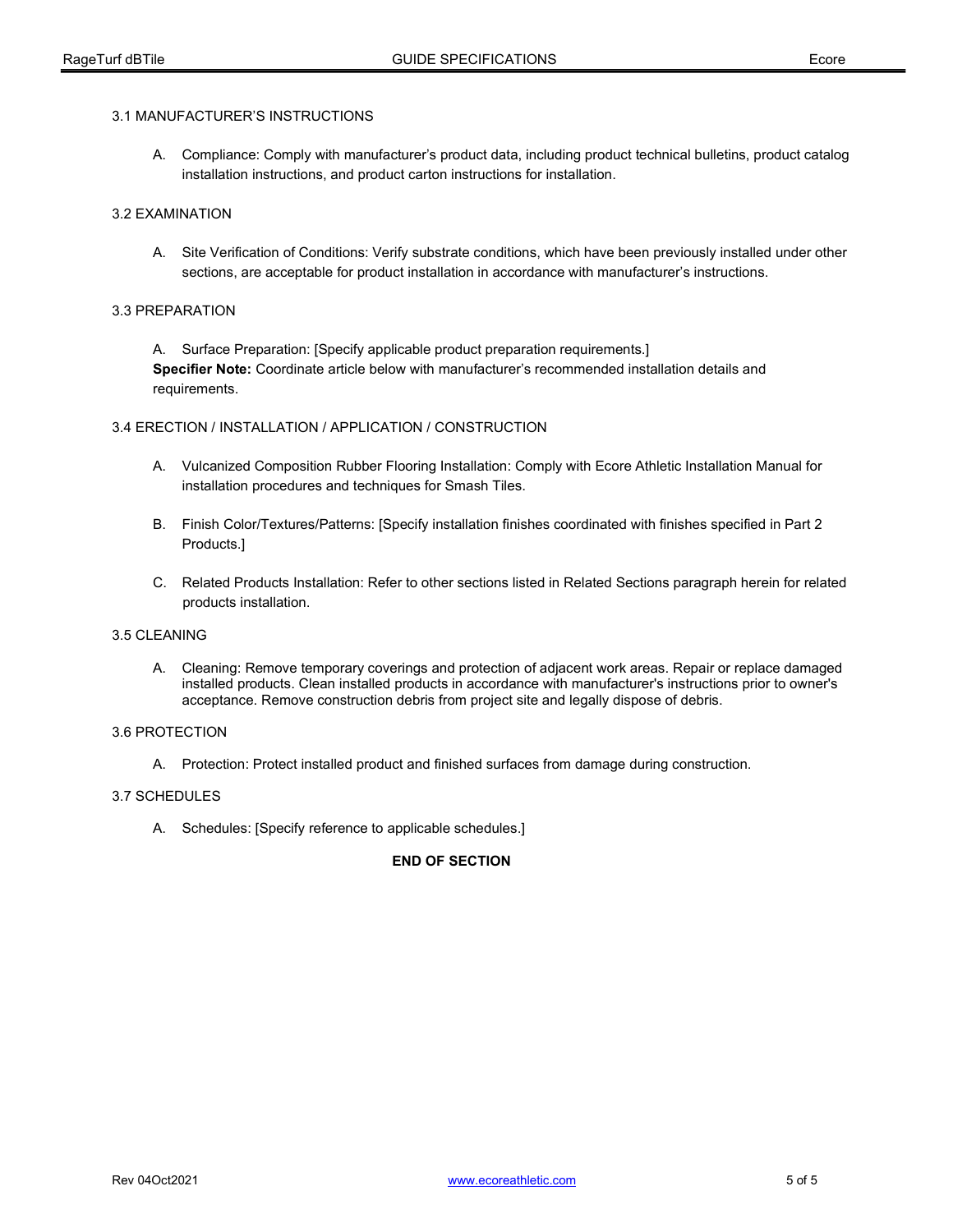### 3.1 MANUFACTURER'S INSTRUCTIONS

A. Compliance: Comply with manufacturer's product data, including product technical bulletins, product catalog installation instructions, and product carton instructions for installation.

### 3.2 EXAMINATION

A. Site Verification of Conditions: Verify substrate conditions, which have been previously installed under other sections, are acceptable for product installation in accordance with manufacturer's instructions.

### 3.3 PREPARATION

A. Surface Preparation: [Specify applicable product preparation requirements.]

**Specifier Note:** Coordinate article below with manufacturer's recommended installation details and requirements.

### 3.4 ERECTION / INSTALLATION / APPLICATION / CONSTRUCTION

A. Vulcanized Composition Rubber Flooring Installation: Comply with Ecore Athletic Installation Manual for installation procedures and techniques for Smash Tiles.

B. Finish Color/Textures/Patterns: [Specify installation finishes coordinated with finishes specified in Part 2 Products.]

C. Related Products Installation: Refer to other sections listed in Related Sections paragraph herein for related products installation.

### 3.5 CLEANING

A. Cleaning: Remove temporary coverings and protection of adjacent work areas. Repair or replace damaged installed products. Clean installed products in accordance with manufacturer's instructions prior to owner's acceptance. Remove construction debris from project site and legally dispose of debris.

### 3.6 PROTECTION

A. Protection: Protect installed product and finished surfaces from damage during construction.

### 3.7 SCHEDULES

A. Schedules: [Specify reference to applicable schedules.]

**END OF SECTION**